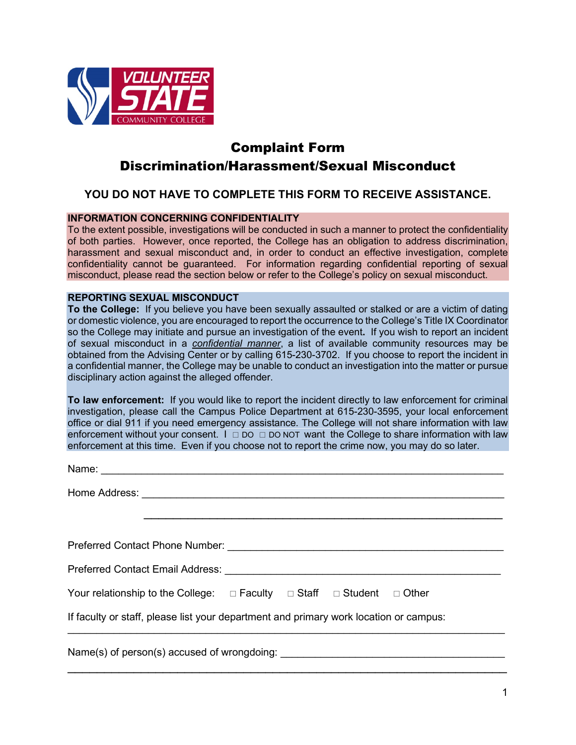# Complaint Form
## Discrimination/Harassment/Sexual Misconduct

### YOU DO NOT HAVE TO COMPLETE THIS FORM TO RECEIVE ASSISTANCE.

**INFORMATION CONCERNING CONFIDENTIALITY**

To the extent possible, investigations will be conducted in such a manner to protect the confidentiality of both parties. However, once reported, the College has an obligation to address discrimination, harassment and sexual misconduct and, in order to conduct an effective investigation, complete confidentiality cannot be guaranteed. For information regarding confidential reporting of sexual misconduct, please read the section below or refer to the College's policy on sexual misconduct.

**REPORTING SEXUAL MISCONDUCT**

**To the College:** If you believe you have been sexually assaulted or stalked or are a victim of dating or domestic violence, you are encouraged to report the occurrence to the College's Title IX Coordinator so the College may initiate and pursue an investigation of the event. If you wish to report an incident of sexual misconduct in a *confidential manner*, a list of available community resources may be obtained from the Advising Center or by calling 615-230-3702. If you choose to report the incident in a confidential manner, the College may be unable to conduct an investigation into the matter or pursue disciplinary action against the alleged offender.

**To law enforcement:** If you would like to report the incident directly to law enforcement for criminal investigation, please call the Campus Police Department at 615-230-3595, your local enforcement office or dial 911 if you need emergency assistance. The College will not share information with law enforcement without your consent. I □ DO □ DO NOT want the College to share information with law enforcement at this time. Even if you choose not to report the crime now, you may do so later.

Name: ______________________________________________________________________

Home Address: _______________________________________________________________

_______________________________________________________________

Preferred Contact Phone Number: _________________________________________________

Preferred Contact Email Address: _________________________________________________

Your relationship to the College: □ Faculty □ Staff □ Student □ Other

If faculty or staff, please list your department and primary work location or campus:

______________________________________________________________________________

Name(s) of person(s) accused of wrongdoing: _________________________________________

______________________________________________________________________________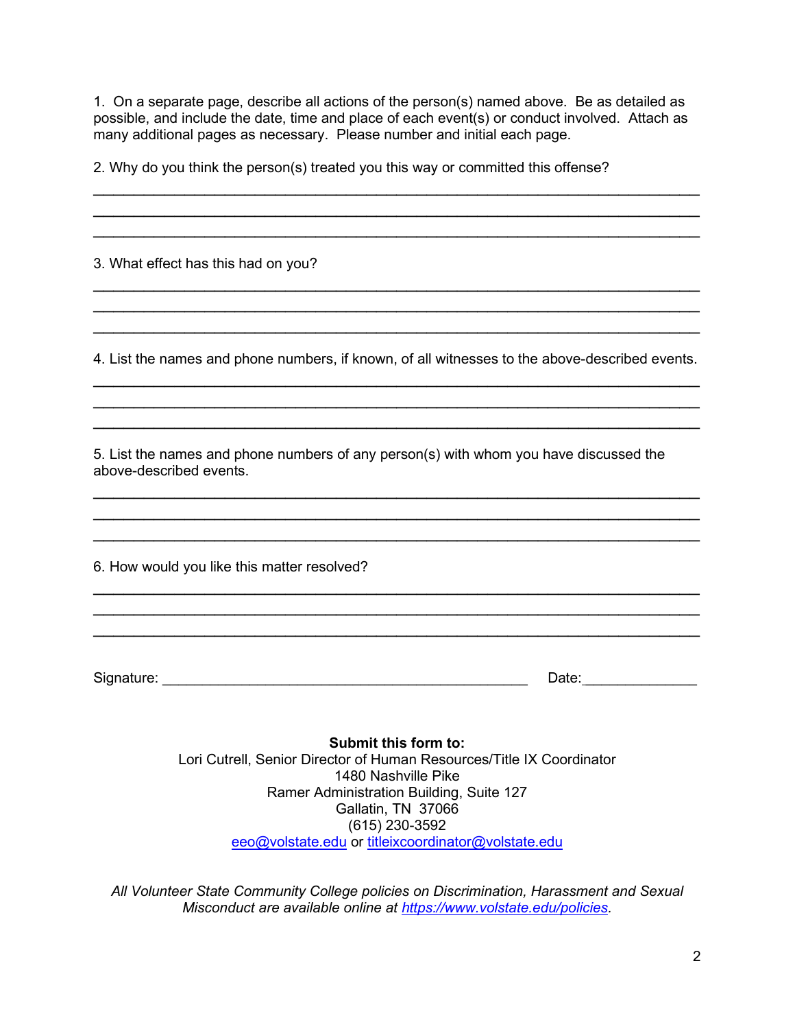1. On a separate page, describe all actions of the person(s) named above. Be as detailed as possible, and include the date, time and place of each event(s) or conduct involved. Attach as many additional pages as necessary. Please number and initial each page.

2. Why do you think the person(s) treated you this way or committed this offense?

\_\_\_\_\_\_\_\_\_\_\_\_\_\_\_\_\_\_\_\_\_\_\_\_\_\_\_\_\_\_\_\_\_\_\_\_\_\_\_\_\_\_\_\_\_\_\_\_\_\_\_\_\_\_\_\_\_\_\_\_\_\_\_\_\_\_\_\_\_\_

\_\_\_\_\_\_\_\_\_\_\_\_\_\_\_\_\_\_\_\_\_\_\_\_\_\_\_\_\_\_\_\_\_\_\_\_\_\_\_\_\_\_\_\_\_\_\_\_\_\_\_\_\_\_\_\_\_\_\_\_\_\_\_\_\_\_\_\_\_\_

\_\_\_\_\_\_\_\_\_\_\_\_\_\_\_\_\_\_\_\_\_\_\_\_\_\_\_\_\_\_\_\_\_\_\_\_\_\_\_\_\_\_\_\_\_\_\_\_\_\_\_\_\_\_\_\_\_\_\_\_\_\_\_\_\_\_\_\_\_\_

3. What effect has this had on you?

\_\_\_\_\_\_\_\_\_\_\_\_\_\_\_\_\_\_\_\_\_\_\_\_\_\_\_\_\_\_\_\_\_\_\_\_\_\_\_\_\_\_\_\_\_\_\_\_\_\_\_\_\_\_\_\_\_\_\_\_\_\_\_\_\_\_\_\_\_\_

\_\_\_\_\_\_\_\_\_\_\_\_\_\_\_\_\_\_\_\_\_\_\_\_\_\_\_\_\_\_\_\_\_\_\_\_\_\_\_\_\_\_\_\_\_\_\_\_\_\_\_\_\_\_\_\_\_\_\_\_\_\_\_\_\_\_\_\_\_\_

\_\_\_\_\_\_\_\_\_\_\_\_\_\_\_\_\_\_\_\_\_\_\_\_\_\_\_\_\_\_\_\_\_\_\_\_\_\_\_\_\_\_\_\_\_\_\_\_\_\_\_\_\_\_\_\_\_\_\_\_\_\_\_\_\_\_\_\_\_\_

4. List the names and phone numbers, if known, of all witnesses to the above-described events.

\_\_\_\_\_\_\_\_\_\_\_\_\_\_\_\_\_\_\_\_\_\_\_\_\_\_\_\_\_\_\_\_\_\_\_\_\_\_\_\_\_\_\_\_\_\_\_\_\_\_\_\_\_\_\_\_\_\_\_\_\_\_\_\_\_\_\_\_\_\_

\_\_\_\_\_\_\_\_\_\_\_\_\_\_\_\_\_\_\_\_\_\_\_\_\_\_\_\_\_\_\_\_\_\_\_\_\_\_\_\_\_\_\_\_\_\_\_\_\_\_\_\_\_\_\_\_\_\_\_\_\_\_\_\_\_\_\_\_\_\_

\_\_\_\_\_\_\_\_\_\_\_\_\_\_\_\_\_\_\_\_\_\_\_\_\_\_\_\_\_\_\_\_\_\_\_\_\_\_\_\_\_\_\_\_\_\_\_\_\_\_\_\_\_\_\_\_\_\_\_\_\_\_\_\_\_\_\_\_\_\_

5. List the names and phone numbers of any person(s) with whom you have discussed the above-described events.

\_\_\_\_\_\_\_\_\_\_\_\_\_\_\_\_\_\_\_\_\_\_\_\_\_\_\_\_\_\_\_\_\_\_\_\_\_\_\_\_\_\_\_\_\_\_\_\_\_\_\_\_\_\_\_\_\_\_\_\_\_\_\_\_\_\_\_\_\_\_

\_\_\_\_\_\_\_\_\_\_\_\_\_\_\_\_\_\_\_\_\_\_\_\_\_\_\_\_\_\_\_\_\_\_\_\_\_\_\_\_\_\_\_\_\_\_\_\_\_\_\_\_\_\_\_\_\_\_\_\_\_\_\_\_\_\_\_\_\_\_

\_\_\_\_\_\_\_\_\_\_\_\_\_\_\_\_\_\_\_\_\_\_\_\_\_\_\_\_\_\_\_\_\_\_\_\_\_\_\_\_\_\_\_\_\_\_\_\_\_\_\_\_\_\_\_\_\_\_\_\_\_\_\_\_\_\_\_\_\_\_

6. How would you like this matter resolved?

\_\_\_\_\_\_\_\_\_\_\_\_\_\_\_\_\_\_\_\_\_\_\_\_\_\_\_\_\_\_\_\_\_\_\_\_\_\_\_\_\_\_\_\_\_\_\_\_\_\_\_\_\_\_\_\_\_\_\_\_\_\_\_\_\_\_\_\_\_\_

\_\_\_\_\_\_\_\_\_\_\_\_\_\_\_\_\_\_\_\_\_\_\_\_\_\_\_\_\_\_\_\_\_\_\_\_\_\_\_\_\_\_\_\_\_\_\_\_\_\_\_\_\_\_\_\_\_\_\_\_\_\_\_\_\_\_\_\_\_\_

\_\_\_\_\_\_\_\_\_\_\_\_\_\_\_\_\_\_\_\_\_\_\_\_\_\_\_\_\_\_\_\_\_\_\_\_\_\_\_\_\_\_\_\_\_\_\_\_\_\_\_\_\_\_\_\_\_\_\_\_\_\_\_\_\_\_\_\_\_\_

Signature: \_\_\_\_\_\_\_\_\_\_\_\_\_\_\_\_\_\_\_\_\_\_\_\_\_\_\_\_\_\_\_\_\_\_\_\_\_\_\_\_\_\_\_ Date:\_\_\_\_\_\_\_\_\_\_\_\_\_\_

**Submit this form to:**
Lori Cutrell, Senior Director of Human Resources/Title IX Coordinator
1480 Nashville Pike
Ramer Administration Building, Suite 127
Gallatin, TN 37066
(615) 230-3592
eeo@volstate.edu or titleixcoordinator@volstate.edu

*All Volunteer State Community College policies on Discrimination, Harassment and Sexual Misconduct are available online at https://www.volstate.edu/policies.*